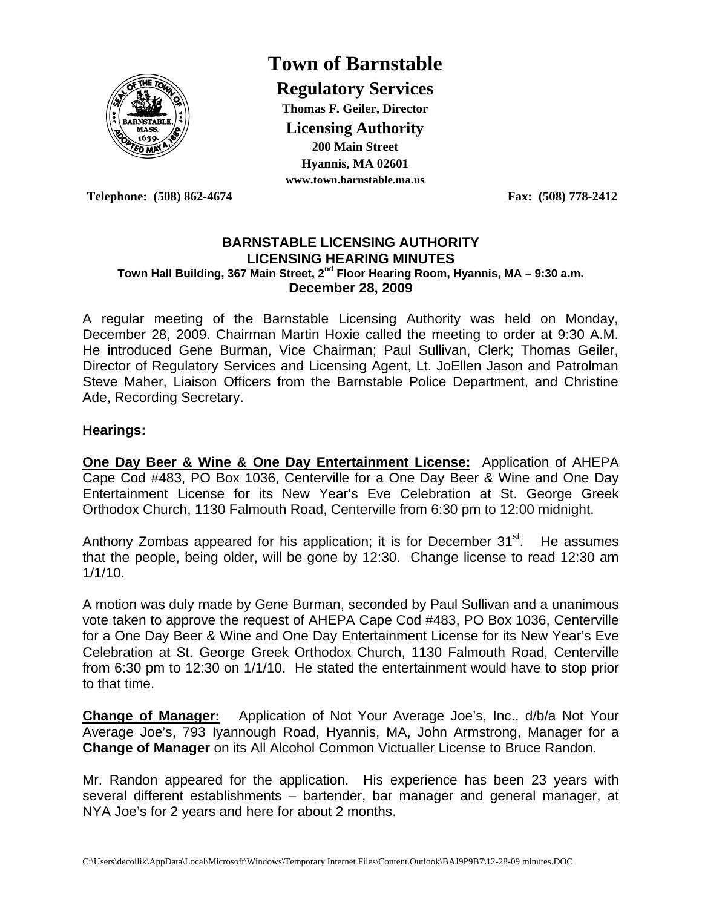# Town of Barnstable

## Regulatory Services

**Thomas F. Geiler, Director**

**Licensing Authority**

**200 Main Street**

**Hyannis, MA 02601**

**www.town.barnstable.ma.us**

**Telephone: (508) 862-4674** **Fax: (508) 778-2412**

### BARNSTABLE LICENSING AUTHORITY
### LICENSING HEARING MINUTES

**Town Hall Building, 367 Main Street, 2nd Floor Hearing Room, Hyannis, MA – 9:30 a.m.**

**December 28, 2009**

A regular meeting of the Barnstable Licensing Authority was held on Monday, December 28, 2009. Chairman Martin Hoxie called the meeting to order at 9:30 A.M. He introduced Gene Burman, Vice Chairman; Paul Sullivan, Clerk; Thomas Geiler, Director of Regulatory Services and Licensing Agent, Lt. JoEllen Jason and Patrolman Steve Maher, Liaison Officers from the Barnstable Police Department, and Christine Ade, Recording Secretary.

**Hearings:**

**One Day Beer & Wine & One Day Entertainment License:** Application of AHEPA Cape Cod #483, PO Box 1036, Centerville for a One Day Beer & Wine and One Day Entertainment License for its New Year's Eve Celebration at St. George Greek Orthodox Church, 1130 Falmouth Road, Centerville from 6:30 pm to 12:00 midnight.

Anthony Zombas appeared for his application; it is for December 31st. He assumes that the people, being older, will be gone by 12:30. Change license to read 12:30 am 1/1/10.

A motion was duly made by Gene Burman, seconded by Paul Sullivan and a unanimous vote taken to approve the request of AHEPA Cape Cod #483, PO Box 1036, Centerville for a One Day Beer & Wine and One Day Entertainment License for its New Year's Eve Celebration at St. George Greek Orthodox Church, 1130 Falmouth Road, Centerville from 6:30 pm to 12:30 on 1/1/10. He stated the entertainment would have to stop prior to that time.

**Change of Manager:** Application of Not Your Average Joe's, Inc., d/b/a Not Your Average Joe's, 793 Iyannough Road, Hyannis, MA, John Armstrong, Manager for a **Change of Manager** on its All Alcohol Common Victualler License to Bruce Randon.

Mr. Randon appeared for the application. His experience has been 23 years with several different establishments – bartender, bar manager and general manager, at NYA Joe's for 2 years and here for about 2 months.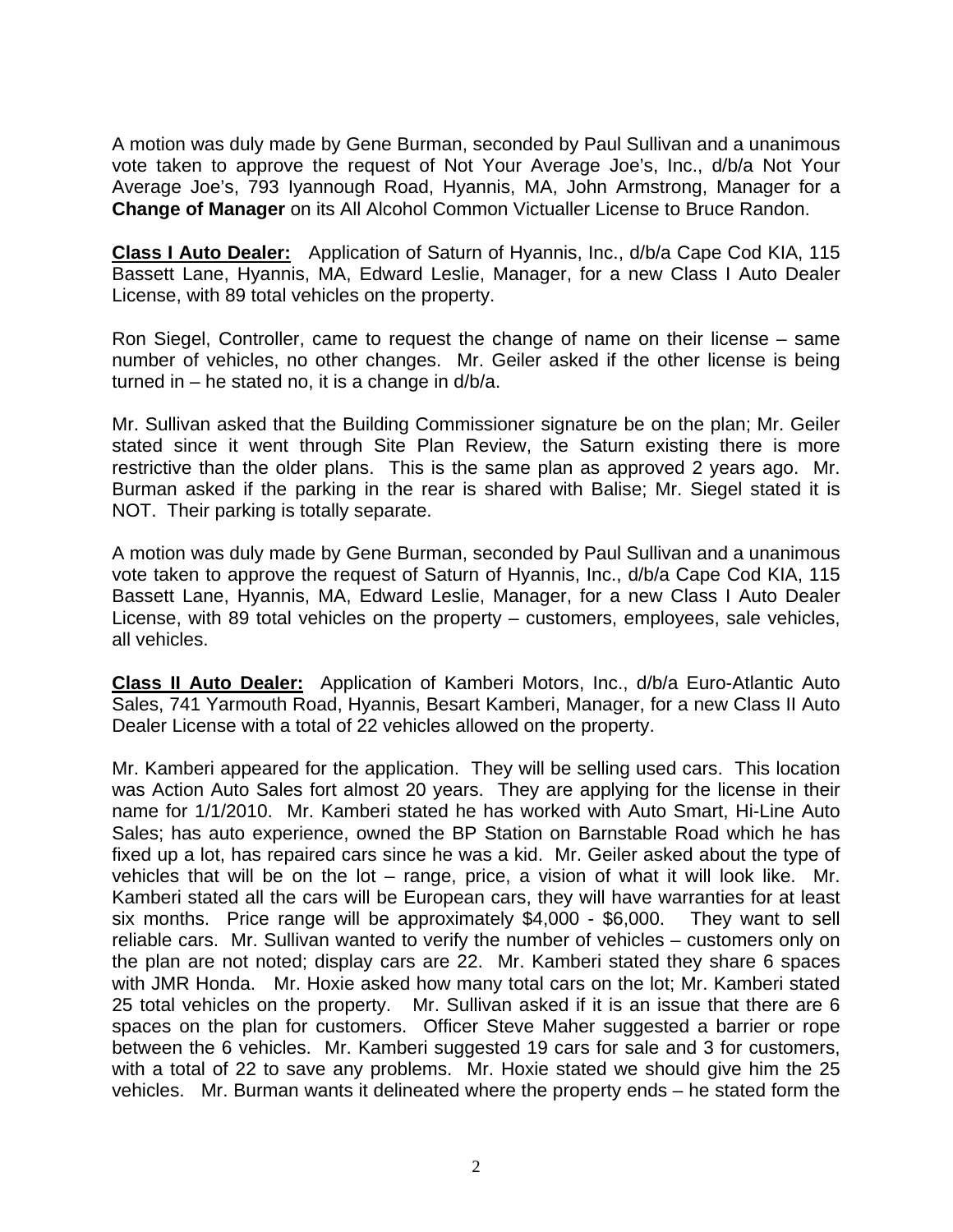A motion was duly made by Gene Burman, seconded by Paul Sullivan and a unanimous vote taken to approve the request of Not Your Average Joe's, Inc., d/b/a Not Your Average Joe's, 793 Iyannough Road, Hyannis, MA, John Armstrong, Manager for a **Change of Manager** on its All Alcohol Common Victualler License to Bruce Randon.

**Class I Auto Dealer:** Application of Saturn of Hyannis, Inc., d/b/a Cape Cod KIA, 115 Bassett Lane, Hyannis, MA, Edward Leslie, Manager, for a new Class I Auto Dealer License, with 89 total vehicles on the property.

Ron Siegel, Controller, came to request the change of name on their license – same number of vehicles, no other changes. Mr. Geiler asked if the other license is being turned in – he stated no, it is a change in d/b/a.

Mr. Sullivan asked that the Building Commissioner signature be on the plan; Mr. Geiler stated since it went through Site Plan Review, the Saturn existing there is more restrictive than the older plans. This is the same plan as approved 2 years ago. Mr. Burman asked if the parking in the rear is shared with Balise; Mr. Siegel stated it is NOT. Their parking is totally separate.

A motion was duly made by Gene Burman, seconded by Paul Sullivan and a unanimous vote taken to approve the request of Saturn of Hyannis, Inc., d/b/a Cape Cod KIA, 115 Bassett Lane, Hyannis, MA, Edward Leslie, Manager, for a new Class I Auto Dealer License, with 89 total vehicles on the property – customers, employees, sale vehicles, all vehicles.

**Class II Auto Dealer:** Application of Kamberi Motors, Inc., d/b/a Euro-Atlantic Auto Sales, 741 Yarmouth Road, Hyannis, Besart Kamberi, Manager, for a new Class II Auto Dealer License with a total of 22 vehicles allowed on the property.

Mr. Kamberi appeared for the application. They will be selling used cars. This location was Action Auto Sales fort almost 20 years. They are applying for the license in their name for 1/1/2010. Mr. Kamberi stated he has worked with Auto Smart, Hi-Line Auto Sales; has auto experience, owned the BP Station on Barnstable Road which he has fixed up a lot, has repaired cars since he was a kid. Mr. Geiler asked about the type of vehicles that will be on the lot – range, price, a vision of what it will look like. Mr. Kamberi stated all the cars will be European cars, they will have warranties for at least six months. Price range will be approximately $4,000 - $6,000. They want to sell reliable cars. Mr. Sullivan wanted to verify the number of vehicles – customers only on the plan are not noted; display cars are 22. Mr. Kamberi stated they share 6 spaces with JMR Honda. Mr. Hoxie asked how many total cars on the lot; Mr. Kamberi stated 25 total vehicles on the property. Mr. Sullivan asked if it is an issue that there are 6 spaces on the plan for customers. Officer Steve Maher suggested a barrier or rope between the 6 vehicles. Mr. Kamberi suggested 19 cars for sale and 3 for customers, with a total of 22 to save any problems. Mr. Hoxie stated we should give him the 25 vehicles. Mr. Burman wants it delineated where the property ends – he stated form the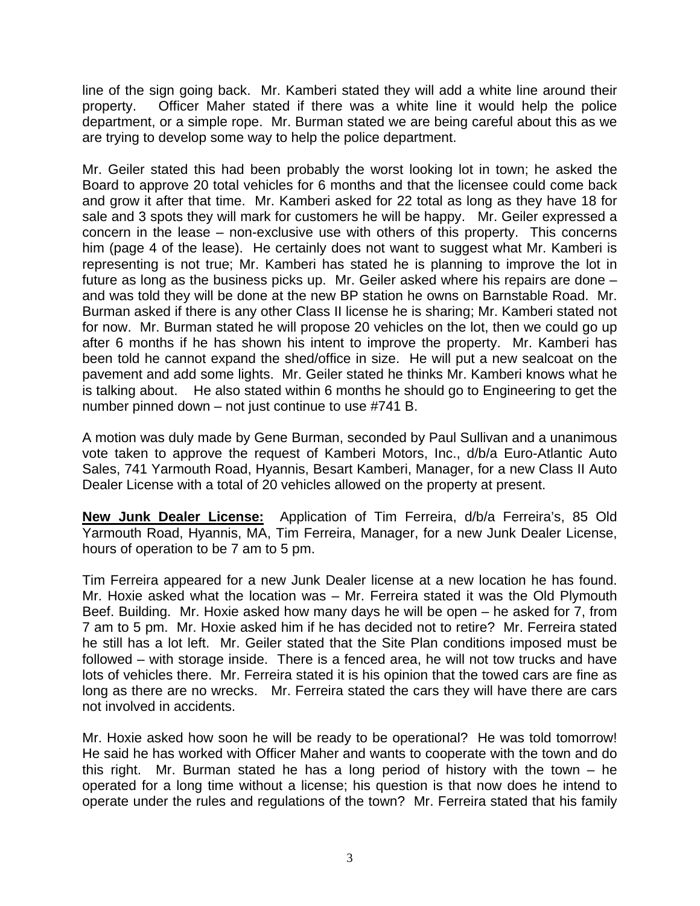line of the sign going back. Mr. Kamberi stated they will add a white line around their property. Officer Maher stated if there was a white line it would help the police department, or a simple rope. Mr. Burman stated we are being careful about this as we are trying to develop some way to help the police department.

Mr. Geiler stated this had been probably the worst looking lot in town; he asked the Board to approve 20 total vehicles for 6 months and that the licensee could come back and grow it after that time. Mr. Kamberi asked for 22 total as long as they have 18 for sale and 3 spots they will mark for customers he will be happy. Mr. Geiler expressed a concern in the lease – non-exclusive use with others of this property. This concerns him (page 4 of the lease). He certainly does not want to suggest what Mr. Kamberi is representing is not true; Mr. Kamberi has stated he is planning to improve the lot in future as long as the business picks up. Mr. Geiler asked where his repairs are done – and was told they will be done at the new BP station he owns on Barnstable Road. Mr. Burman asked if there is any other Class II license he is sharing; Mr. Kamberi stated not for now. Mr. Burman stated he will propose 20 vehicles on the lot, then we could go up after 6 months if he has shown his intent to improve the property. Mr. Kamberi has been told he cannot expand the shed/office in size. He will put a new sealcoat on the pavement and add some lights. Mr. Geiler stated he thinks Mr. Kamberi knows what he is talking about. He also stated within 6 months he should go to Engineering to get the number pinned down – not just continue to use #741 B.

A motion was duly made by Gene Burman, seconded by Paul Sullivan and a unanimous vote taken to approve the request of Kamberi Motors, Inc., d/b/a Euro-Atlantic Auto Sales, 741 Yarmouth Road, Hyannis, Besart Kamberi, Manager, for a new Class II Auto Dealer License with a total of 20 vehicles allowed on the property at present.

**New Junk Dealer License:** Application of Tim Ferreira, d/b/a Ferreira's, 85 Old Yarmouth Road, Hyannis, MA, Tim Ferreira, Manager, for a new Junk Dealer License, hours of operation to be 7 am to 5 pm.

Tim Ferreira appeared for a new Junk Dealer license at a new location he has found. Mr. Hoxie asked what the location was – Mr. Ferreira stated it was the Old Plymouth Beef. Building. Mr. Hoxie asked how many days he will be open – he asked for 7, from 7 am to 5 pm. Mr. Hoxie asked him if he has decided not to retire? Mr. Ferreira stated he still has a lot left. Mr. Geiler stated that the Site Plan conditions imposed must be followed – with storage inside. There is a fenced area, he will not tow trucks and have lots of vehicles there. Mr. Ferreira stated it is his opinion that the towed cars are fine as long as there are no wrecks. Mr. Ferreira stated the cars they will have there are cars not involved in accidents.

Mr. Hoxie asked how soon he will be ready to be operational? He was told tomorrow! He said he has worked with Officer Maher and wants to cooperate with the town and do this right. Mr. Burman stated he has a long period of history with the town – he operated for a long time without a license; his question is that now does he intend to operate under the rules and regulations of the town? Mr. Ferreira stated that his family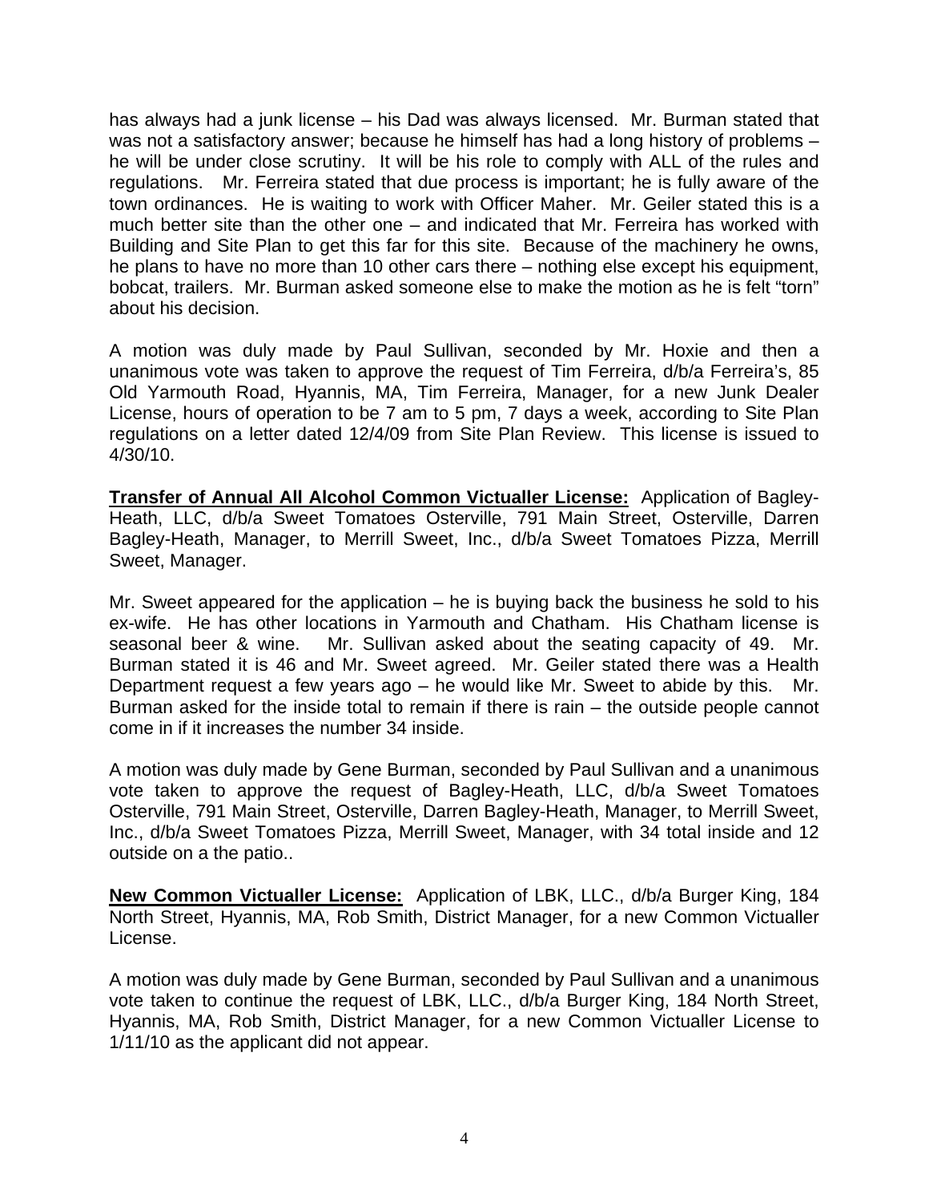has always had a junk license – his Dad was always licensed. Mr. Burman stated that was not a satisfactory answer; because he himself has had a long history of problems – he will be under close scrutiny. It will be his role to comply with ALL of the rules and regulations. Mr. Ferreira stated that due process is important; he is fully aware of the town ordinances. He is waiting to work with Officer Maher. Mr. Geiler stated this is a much better site than the other one – and indicated that Mr. Ferreira has worked with Building and Site Plan to get this far for this site. Because of the machinery he owns, he plans to have no more than 10 other cars there – nothing else except his equipment, bobcat, trailers. Mr. Burman asked someone else to make the motion as he is felt "torn" about his decision.

A motion was duly made by Paul Sullivan, seconded by Mr. Hoxie and then a unanimous vote was taken to approve the request of Tim Ferreira, d/b/a Ferreira's, 85 Old Yarmouth Road, Hyannis, MA, Tim Ferreira, Manager, for a new Junk Dealer License, hours of operation to be 7 am to 5 pm, 7 days a week, according to Site Plan regulations on a letter dated 12/4/09 from Site Plan Review. This license is issued to 4/30/10.

**Transfer of Annual All Alcohol Common Victualler License:** Application of Bagley-Heath, LLC, d/b/a Sweet Tomatoes Osterville, 791 Main Street, Osterville, Darren Bagley-Heath, Manager, to Merrill Sweet, Inc., d/b/a Sweet Tomatoes Pizza, Merrill Sweet, Manager.

Mr. Sweet appeared for the application – he is buying back the business he sold to his ex-wife. He has other locations in Yarmouth and Chatham. His Chatham license is seasonal beer & wine. Mr. Sullivan asked about the seating capacity of 49. Mr. Burman stated it is 46 and Mr. Sweet agreed. Mr. Geiler stated there was a Health Department request a few years ago – he would like Mr. Sweet to abide by this. Mr. Burman asked for the inside total to remain if there is rain – the outside people cannot come in if it increases the number 34 inside.

A motion was duly made by Gene Burman, seconded by Paul Sullivan and a unanimous vote taken to approve the request of Bagley-Heath, LLC, d/b/a Sweet Tomatoes Osterville, 791 Main Street, Osterville, Darren Bagley-Heath, Manager, to Merrill Sweet, Inc., d/b/a Sweet Tomatoes Pizza, Merrill Sweet, Manager, with 34 total inside and 12 outside on a the patio..

**New Common Victualler License:** Application of LBK, LLC., d/b/a Burger King, 184 North Street, Hyannis, MA, Rob Smith, District Manager, for a new Common Victualler License.

A motion was duly made by Gene Burman, seconded by Paul Sullivan and a unanimous vote taken to continue the request of LBK, LLC., d/b/a Burger King, 184 North Street, Hyannis, MA, Rob Smith, District Manager, for a new Common Victualler License to 1/11/10 as the applicant did not appear.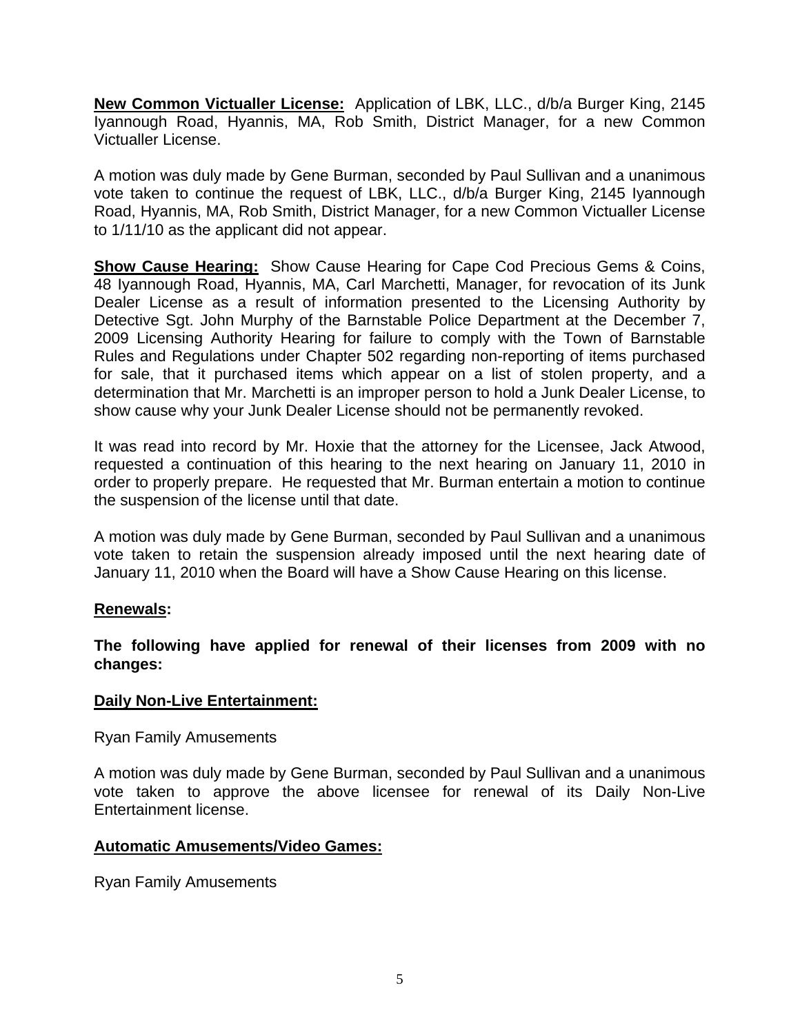**New Common Victualler License:** Application of LBK, LLC., d/b/a Burger King, 2145 Iyannough Road, Hyannis, MA, Rob Smith, District Manager, for a new Common Victualler License.

A motion was duly made by Gene Burman, seconded by Paul Sullivan and a unanimous vote taken to continue the request of LBK, LLC., d/b/a Burger King, 2145 Iyannough Road, Hyannis, MA, Rob Smith, District Manager, for a new Common Victualler License to 1/11/10 as the applicant did not appear.

**Show Cause Hearing:** Show Cause Hearing for Cape Cod Precious Gems & Coins, 48 Iyannough Road, Hyannis, MA, Carl Marchetti, Manager, for revocation of its Junk Dealer License as a result of information presented to the Licensing Authority by Detective Sgt. John Murphy of the Barnstable Police Department at the December 7, 2009 Licensing Authority Hearing for failure to comply with the Town of Barnstable Rules and Regulations under Chapter 502 regarding non-reporting of items purchased for sale, that it purchased items which appear on a list of stolen property, and a determination that Mr. Marchetti is an improper person to hold a Junk Dealer License, to show cause why your Junk Dealer License should not be permanently revoked.

It was read into record by Mr. Hoxie that the attorney for the Licensee, Jack Atwood, requested a continuation of this hearing to the next hearing on January 11, 2010 in order to properly prepare. He requested that Mr. Burman entertain a motion to continue the suspension of the license until that date.

A motion was duly made by Gene Burman, seconded by Paul Sullivan and a unanimous vote taken to retain the suspension already imposed until the next hearing date of January 11, 2010 when the Board will have a Show Cause Hearing on this license.

**Renewals:**

**The following have applied for renewal of their licenses from 2009 with no changes:**

**Daily Non-Live Entertainment:**

Ryan Family Amusements

A motion was duly made by Gene Burman, seconded by Paul Sullivan and a unanimous vote taken to approve the above licensee for renewal of its Daily Non-Live Entertainment license.

**Automatic Amusements/Video Games:**

Ryan Family Amusements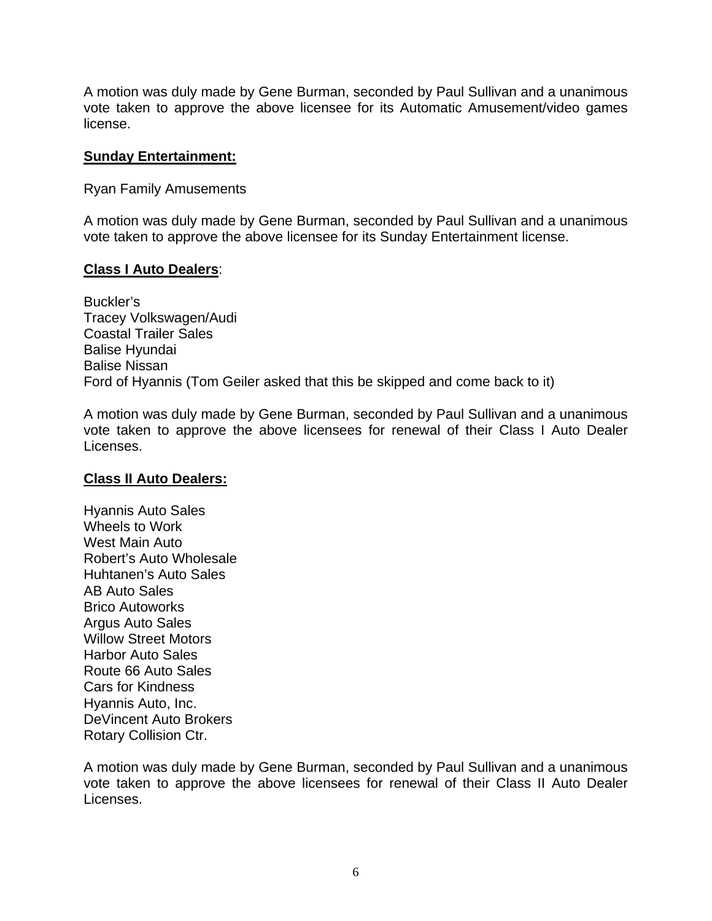A motion was duly made by Gene Burman, seconded by Paul Sullivan and a unanimous vote taken to approve the above licensee for its Automatic Amusement/video games license.

**Sunday Entertainment:**

Ryan Family Amusements

A motion was duly made by Gene Burman, seconded by Paul Sullivan and a unanimous vote taken to approve the above licensee for its Sunday Entertainment license.

**Class I Auto Dealers**:

Buckler's
Tracey Volkswagen/Audi
Coastal Trailer Sales
Balise Hyundai
Balise Nissan
Ford of Hyannis (Tom Geiler asked that this be skipped and come back to it)

A motion was duly made by Gene Burman, seconded by Paul Sullivan and a unanimous vote taken to approve the above licensees for renewal of their Class I Auto Dealer Licenses.

**Class II Auto Dealers:**

Hyannis Auto Sales
Wheels to Work
West Main Auto
Robert's Auto Wholesale
Huhtanen's Auto Sales
AB Auto Sales
Brico Autoworks
Argus Auto Sales
Willow Street Motors
Harbor Auto Sales
Route 66 Auto Sales
Cars for Kindness
Hyannis Auto, Inc.
DeVincent Auto Brokers
Rotary Collision Ctr.

A motion was duly made by Gene Burman, seconded by Paul Sullivan and a unanimous vote taken to approve the above licensees for renewal of their Class II Auto Dealer Licenses.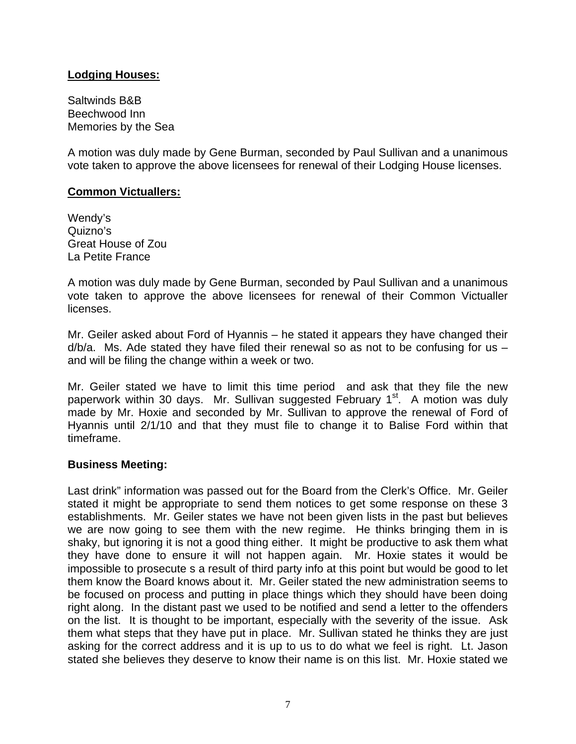**Lodging Houses:**

Saltwinds B&B
Beechwood Inn
Memories by the Sea

A motion was duly made by Gene Burman, seconded by Paul Sullivan and a unanimous vote taken to approve the above licensees for renewal of their Lodging House licenses.

**Common Victuallers:**

Wendy's
Quizno's
Great House of Zou
La Petite France

A motion was duly made by Gene Burman, seconded by Paul Sullivan and a unanimous vote taken to approve the above licensees for renewal of their Common Victualler licenses.

Mr. Geiler asked about Ford of Hyannis – he stated it appears they have changed their d/b/a. Ms. Ade stated they have filed their renewal so as not to be confusing for us – and will be filing the change within a week or two.

Mr. Geiler stated we have to limit this time period and ask that they file the new paperwork within 30 days. Mr. Sullivan suggested February 1st. A motion was duly made by Mr. Hoxie and seconded by Mr. Sullivan to approve the renewal of Ford of Hyannis until 2/1/10 and that they must file to change it to Balise Ford within that timeframe.

**Business Meeting:**

Last drink" information was passed out for the Board from the Clerk's Office. Mr. Geiler stated it might be appropriate to send them notices to get some response on these 3 establishments. Mr. Geiler states we have not been given lists in the past but believes we are now going to see them with the new regime. He thinks bringing them in is shaky, but ignoring it is not a good thing either. It might be productive to ask them what they have done to ensure it will not happen again. Mr. Hoxie states it would be impossible to prosecute s a result of third party info at this point but would be good to let them know the Board knows about it. Mr. Geiler stated the new administration seems to be focused on process and putting in place things which they should have been doing right along. In the distant past we used to be notified and send a letter to the offenders on the list. It is thought to be important, especially with the severity of the issue. Ask them what steps that they have put in place. Mr. Sullivan stated he thinks they are just asking for the correct address and it is up to us to do what we feel is right. Lt. Jason stated she believes they deserve to know their name is on this list. Mr. Hoxie stated we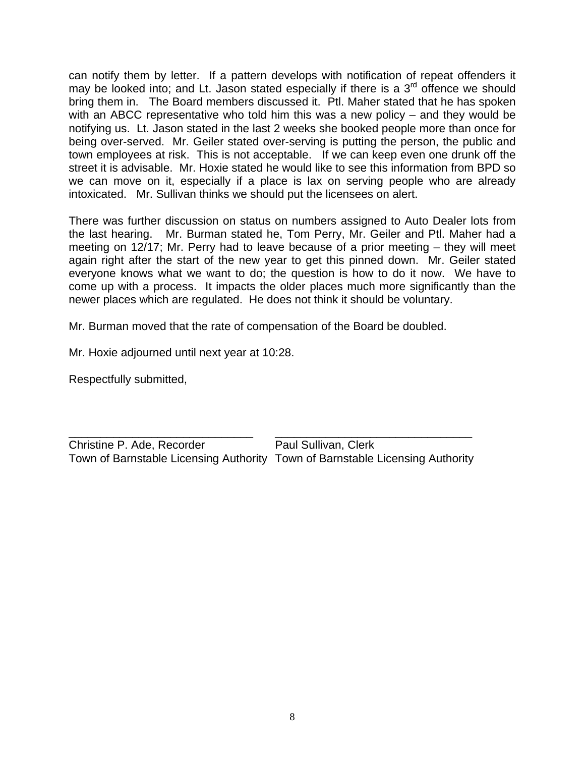can notify them by letter. If a pattern develops with notification of repeat offenders it may be looked into; and Lt. Jason stated especially if there is a 3rd offence we should bring them in. The Board members discussed it. Ptl. Maher stated that he has spoken with an ABCC representative who told him this was a new policy – and they would be notifying us. Lt. Jason stated in the last 2 weeks she booked people more than once for being over-served. Mr. Geiler stated over-serving is putting the person, the public and town employees at risk. This is not acceptable. If we can keep even one drunk off the street it is advisable. Mr. Hoxie stated he would like to see this information from BPD so we can move on it, especially if a place is lax on serving people who are already intoxicated. Mr. Sullivan thinks we should put the licensees on alert.

There was further discussion on status on numbers assigned to Auto Dealer lots from the last hearing. Mr. Burman stated he, Tom Perry, Mr. Geiler and Ptl. Maher had a meeting on 12/17; Mr. Perry had to leave because of a prior meeting – they will meet again right after the start of the new year to get this pinned down. Mr. Geiler stated everyone knows what we want to do; the question is how to do it now. We have to come up with a process. It impacts the older places much more significantly than the newer places which are regulated. He does not think it should be voluntary.

Mr. Burman moved that the rate of compensation of the Board be doubled.

Mr. Hoxie adjourned until next year at 10:28.

Respectfully submitted,

| | |
|---|---|
| ______________________________ | ________________________________ |
| Christine P. Ade, Recorder | Paul Sullivan, Clerk |
| Town of Barnstable Licensing Authority | Town of Barnstable Licensing Authority |